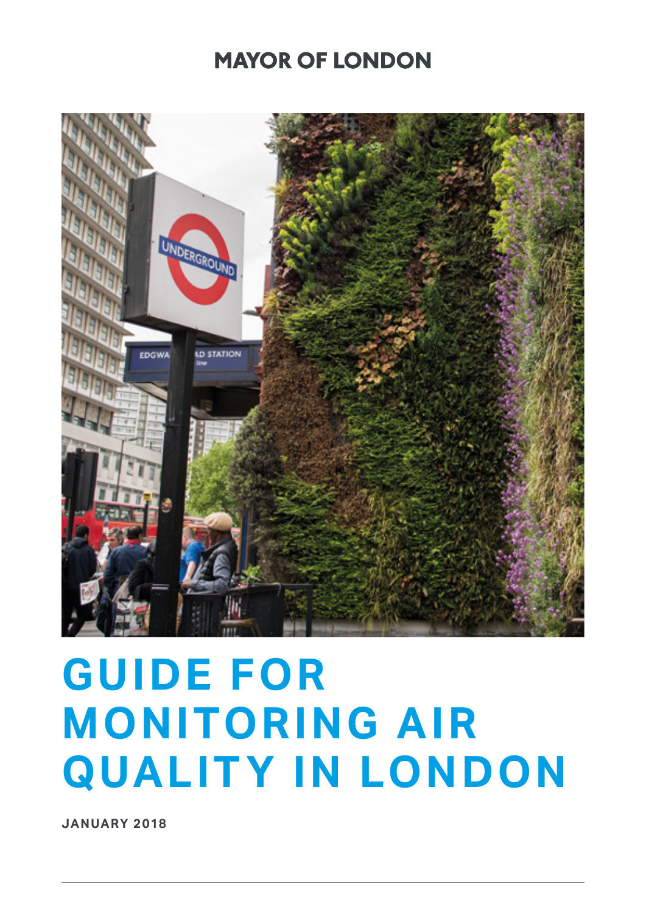MAYOR OF LONDON

# GUIDE FOR MONITORING AIR QUALITY IN LONDON

**JANUARY 2018**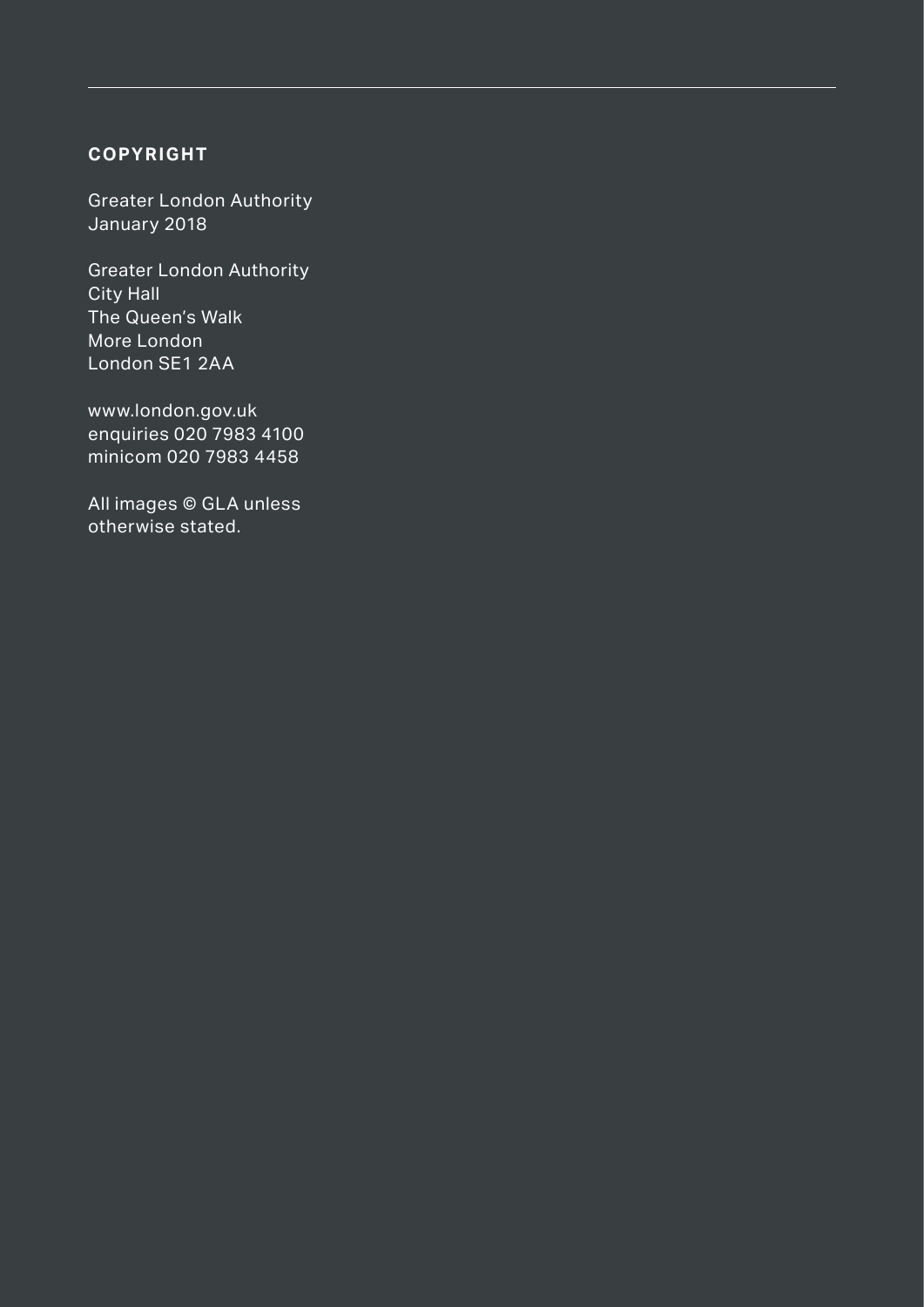## COPYRIGHT

Greater London Authority
January 2018

Greater London Authority
City Hall
The Queen's Walk
More London
London SE1 2AA

www.london.gov.uk
enquiries 020 7983 4100
minicom 020 7983 4458

All images © GLA unless otherwise stated.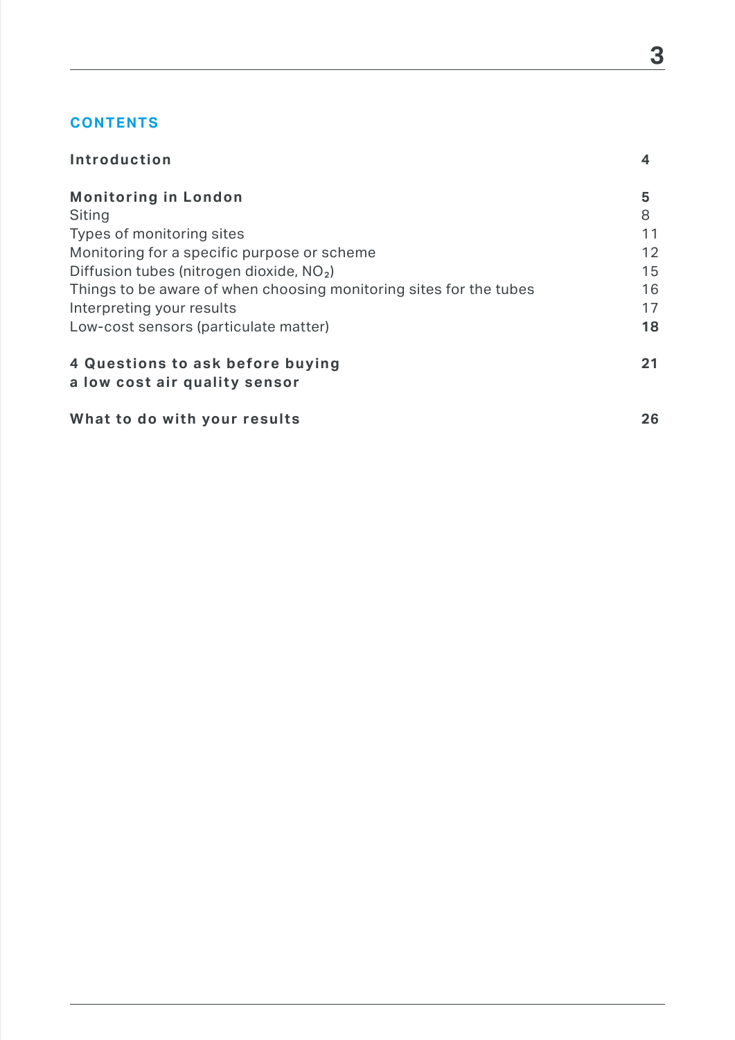## CONTENTS

| | |
|---|---|
| **Introduction** | **4** |
| **Monitoring in London** | **5** |
| Siting | 8 |
| Types of monitoring sites | 11 |
| Monitoring for a specific purpose or scheme | 12 |
| Diffusion tubes (nitrogen dioxide, $NO_2$) | 15 |
| Things to be aware of when choosing monitoring sites for the tubes | 16 |
| Interpreting your results | 17 |
| Low-cost sensors (particulate matter) | **18** |
| **4 Questions to ask before buying a low cost air quality sensor** | **21** |
| **What to do with your results** | **26** |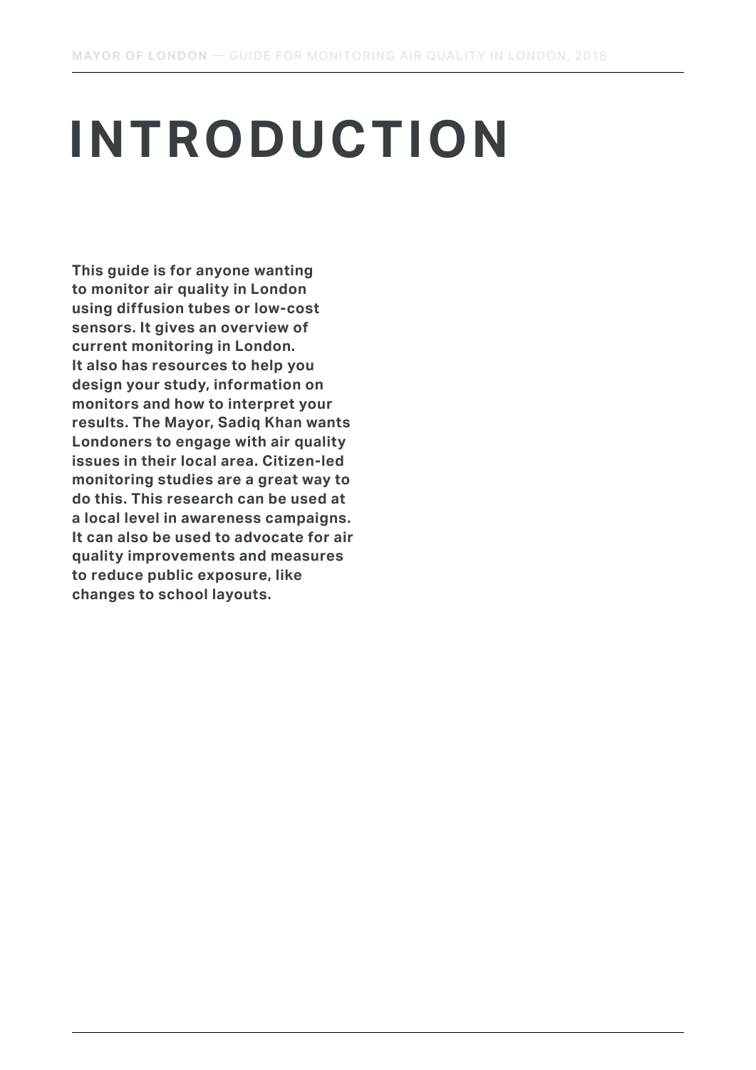# INTRODUCTION

**This guide is for anyone wanting to monitor air quality in London using diffusion tubes or low-cost sensors. It gives an overview of current monitoring in London. It also has resources to help you design your study, information on monitors and how to interpret your results. The Mayor, Sadiq Khan wants Londoners to engage with air quality issues in their local area. Citizen-led monitoring studies are a great way to do this. This research can be used at a local level in awareness campaigns. It can also be used to advocate for air quality improvements and measures to reduce public exposure, like changes to school layouts.**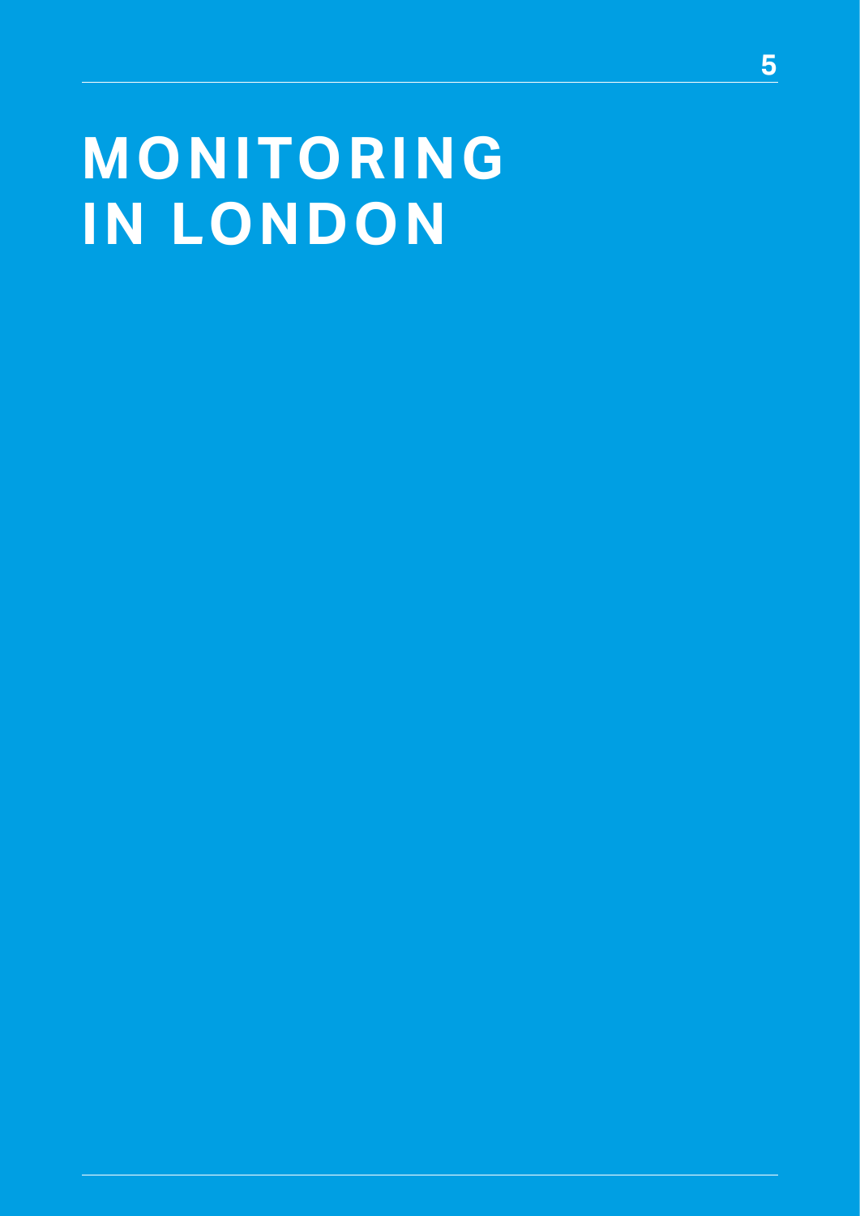# MONITORING IN LONDON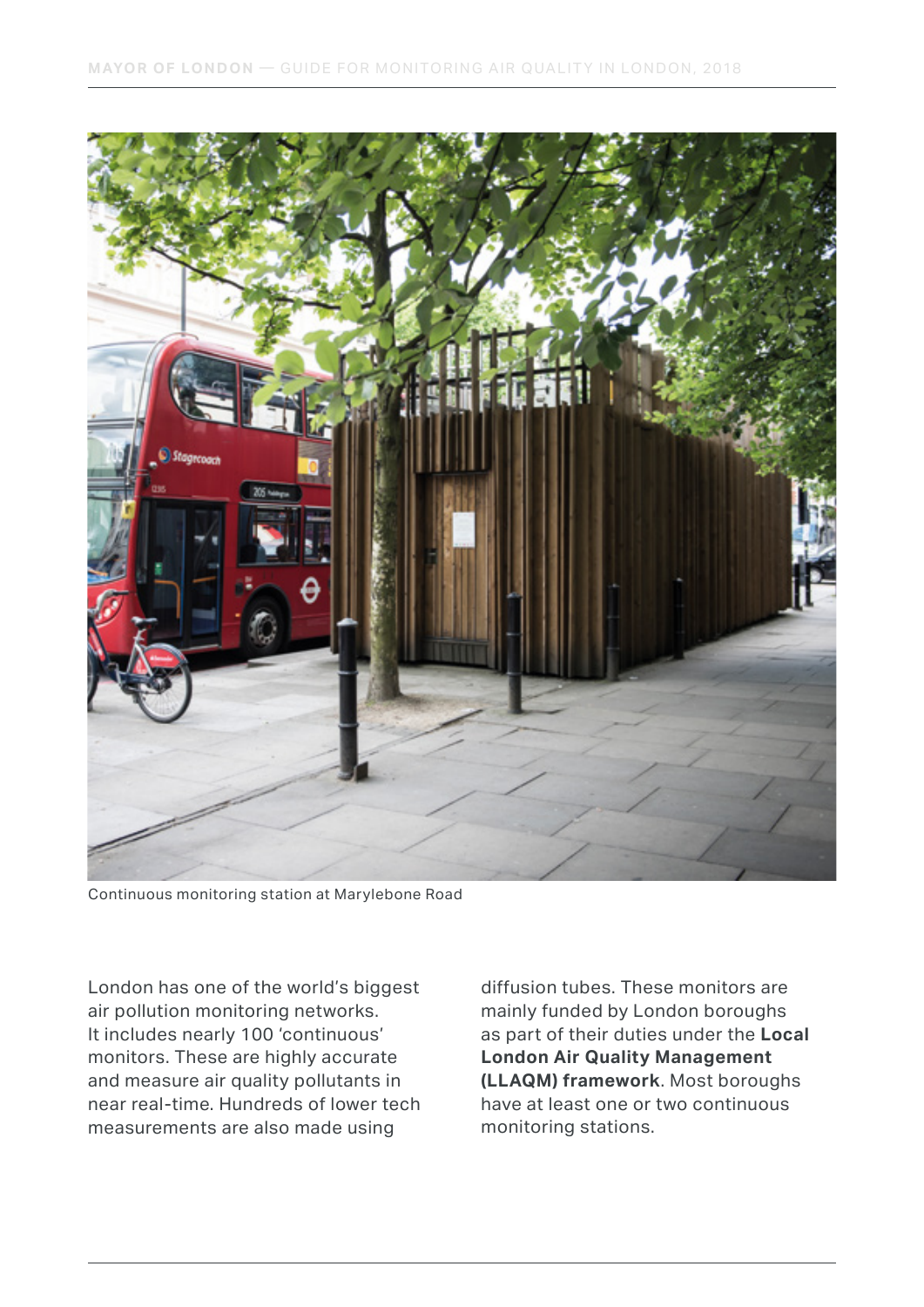Continuous monitoring station at Marylebone Road

London has one of the world's biggest air pollution monitoring networks. It includes nearly 100 'continuous' monitors. These are highly accurate and measure air quality pollutants in near real-time. Hundreds of lower tech measurements are also made using diffusion tubes. These monitors are mainly funded by London boroughs as part of their duties under the **Local London Air Quality Management (LLAQM) framework**. Most boroughs have at least one or two continuous monitoring stations.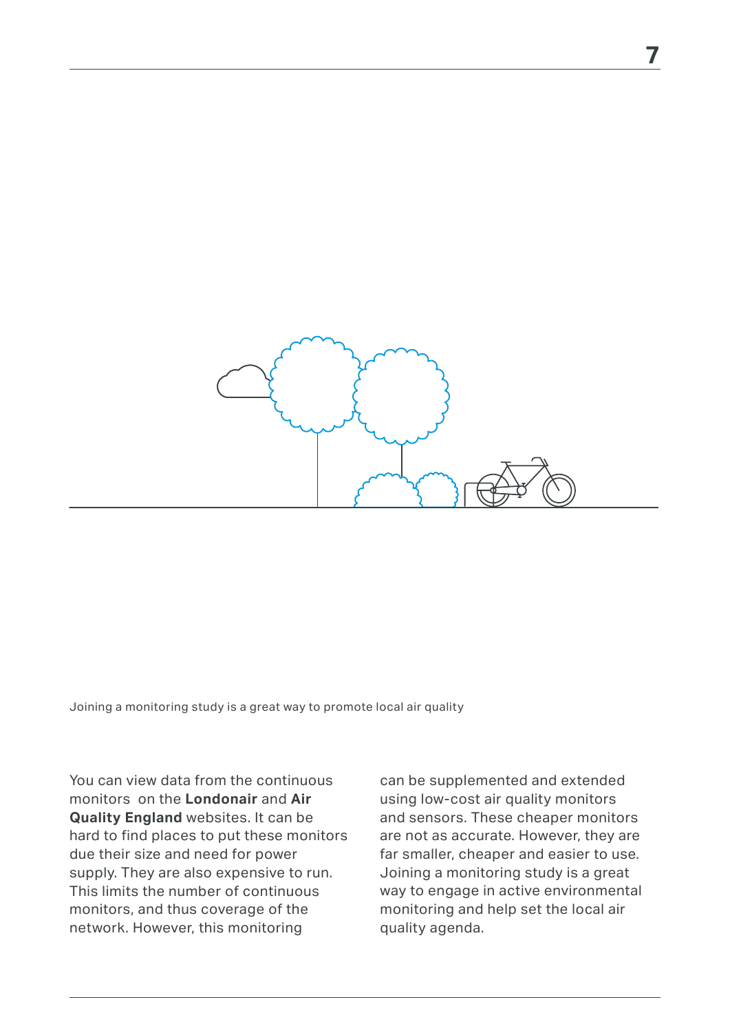Joining a monitoring study is a great way to promote local air quality

You can view data from the continuous monitors  on the **Londonair** and **Air Quality England** websites. It can be hard to find places to put these monitors due their size and need for power supply. They are also expensive to run. This limits the number of continuous monitors, and thus coverage of the network. However, this monitoring can be supplemented and extended using low-cost air quality monitors and sensors. These cheaper monitors are not as accurate. However, they are far smaller, cheaper and easier to use. Joining a monitoring study is a great way to engage in active environmental monitoring and help set the local air quality agenda.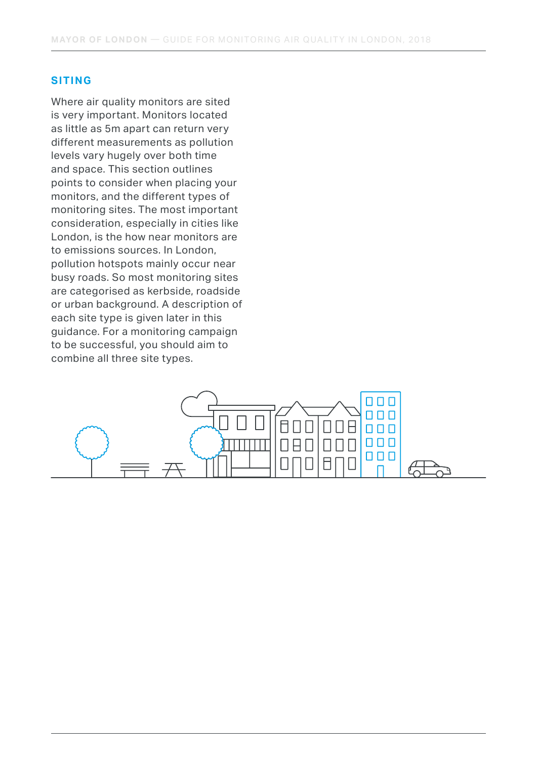## SITING

Where air quality monitors are sited is very important. Monitors located as little as 5m apart can return very different measurements as pollution levels vary hugely over both time and space. This section outlines points to consider when placing your monitors, and the different types of monitoring sites. The most important consideration, especially in cities like London, is the how near monitors are to emissions sources. In London, pollution hotspots mainly occur near busy roads. So most monitoring sites are categorised as kerbside, roadside or urban background. A description of each site type is given later in this guidance. For a monitoring campaign to be successful, you should aim to combine all three site types.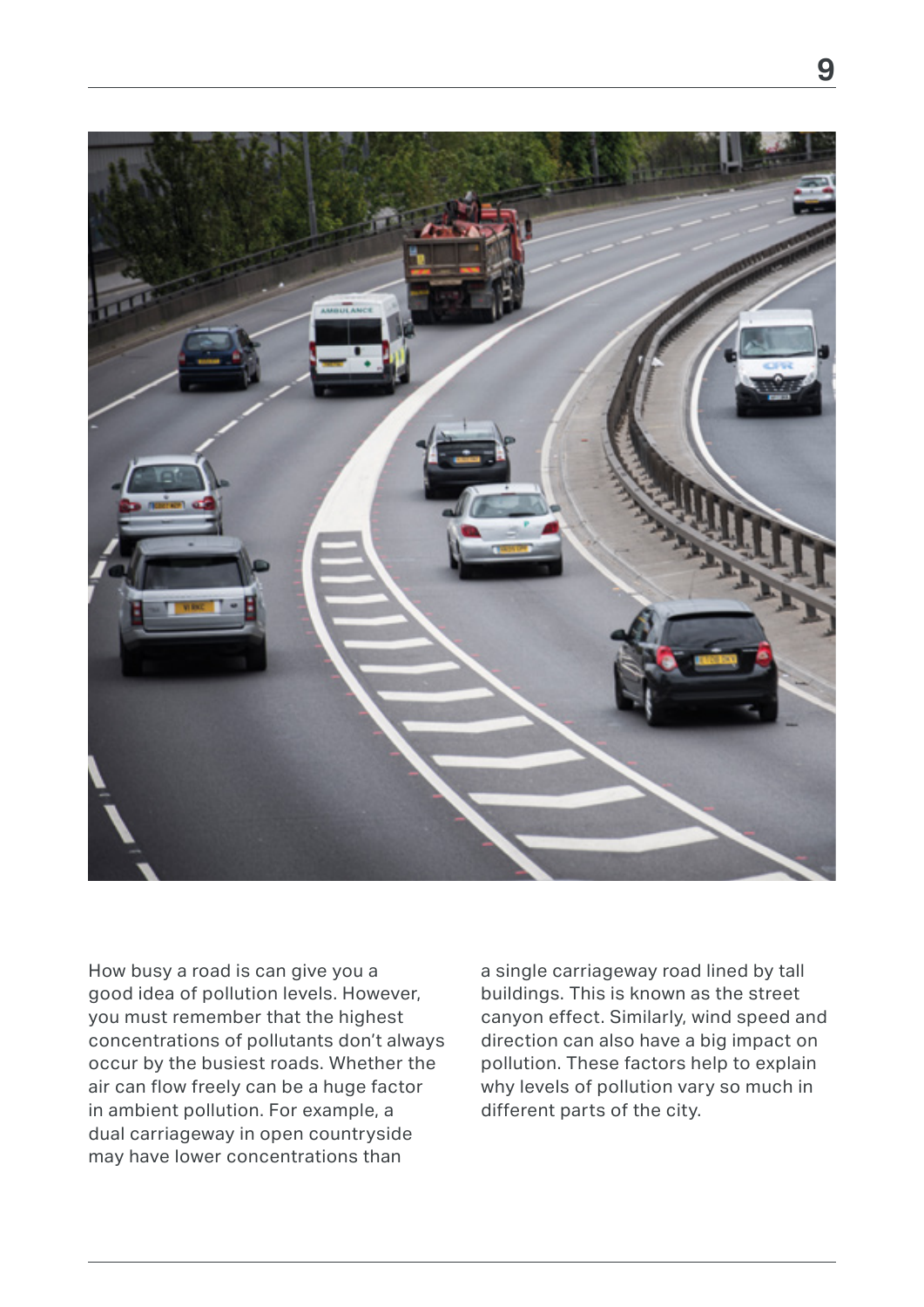How busy a road is can give you a good idea of pollution levels. However, you must remember that the highest concentrations of pollutants don't always occur by the busiest roads. Whether the air can flow freely can be a huge factor in ambient pollution. For example, a dual carriageway in open countryside may have lower concentrations than a single carriageway road lined by tall buildings. This is known as the street canyon effect. Similarly, wind speed and direction can also have a big impact on pollution. These factors help to explain why levels of pollution vary so much in different parts of the city.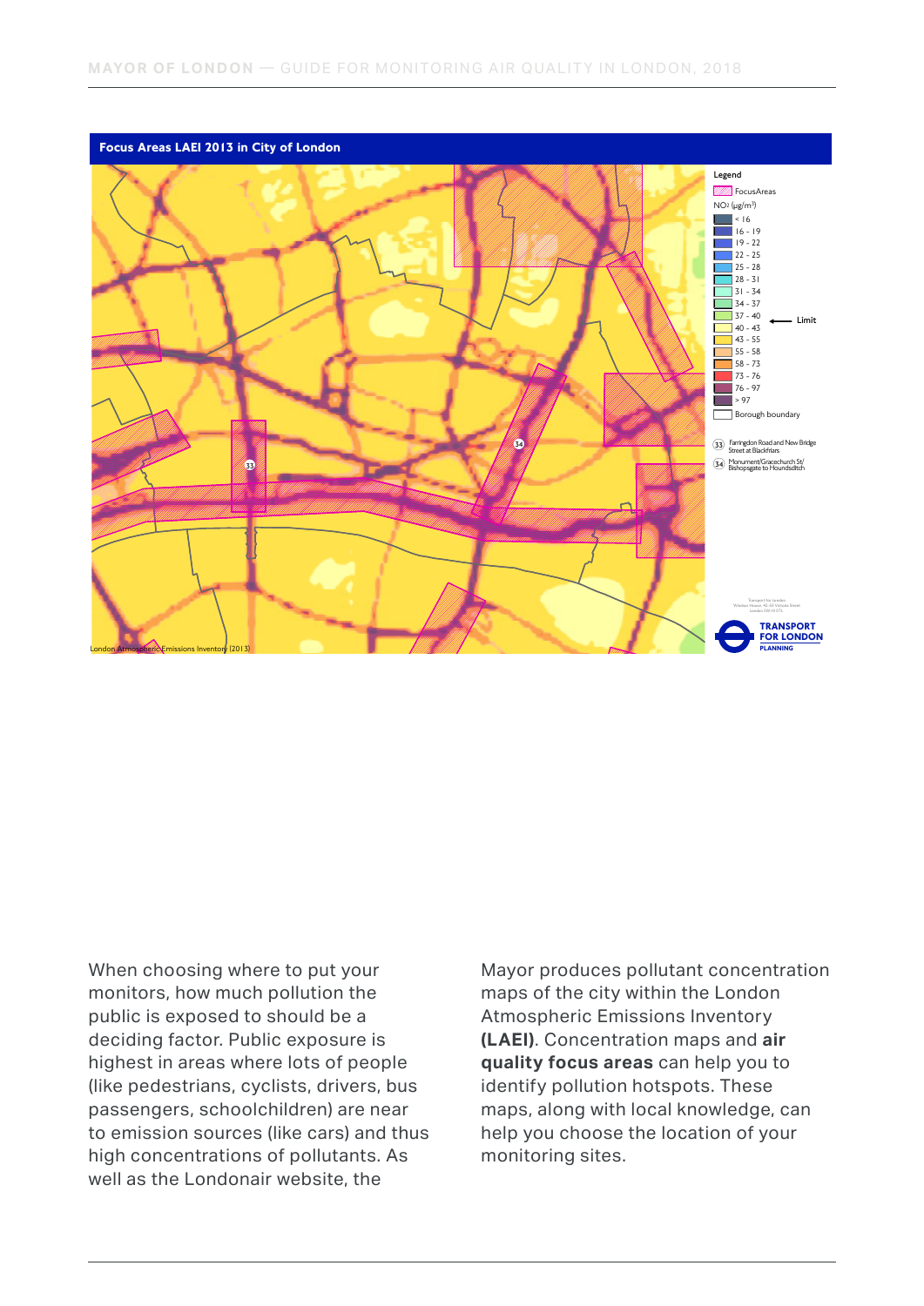**Focus Areas LAEI 2013 in City of London**

Legend

FocusAreas

$NO_2$ (μg/m³)

- < 16
- 16 - 19
- 19 - 22
- 22 - 25
- 25 - 28
- 28 - 31
- 31 - 34
- 34 - 37
- 37 - 40 ← Limit
- 40 - 43
- 43 - 55
- 55 - 58
- 58 - 73
- 73 - 76
- 76 - 97
- > 97
- Borough boundary

(33) Farringdon Road and New Bridge Street at Blackfriars

(34) Monument/Gracechurch St/ Bishopsgate to Houndsditch

London Atmospheric Emissions Inventory (2013)

TRANSPORT FOR LONDON PLANNING

When choosing where to put your monitors, how much pollution the public is exposed to should be a deciding factor. Public exposure is highest in areas where lots of people (like pedestrians, cyclists, drivers, bus passengers, schoolchildren) are near to emission sources (like cars) and thus high concentrations of pollutants. As well as the Londonair website, the Mayor produces pollutant concentration maps of the city within the London Atmospheric Emissions Inventory **(LAEI)**. Concentration maps and **air quality focus areas** can help you to identify pollution hotspots. These maps, along with local knowledge, can help you choose the location of your monitoring sites.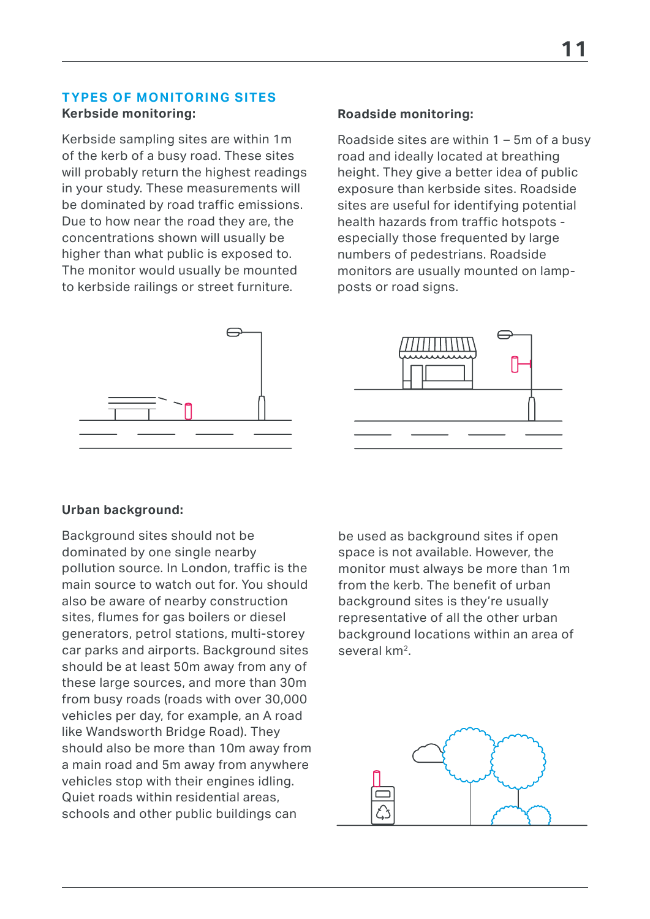## TYPES OF MONITORING SITES

### Kerbside monitoring:

Kerbside sampling sites are within 1m of the kerb of a busy road. These sites will probably return the highest readings in your study. These measurements will be dominated by road traffic emissions. Due to how near the road they are, the concentrations shown will usually be higher than what public is exposed to. The monitor would usually be mounted to kerbside railings or street furniture.

### Roadside monitoring:

Roadside sites are within 1 – 5m of a busy road and ideally located at breathing height. They give a better idea of public exposure than kerbside sites. Roadside sites are useful for identifying potential health hazards from traffic hotspots - especially those frequented by large numbers of pedestrians. Roadside monitors are usually mounted on lamp-posts or road signs.

### Urban background:

Background sites should not be dominated by one single nearby pollution source. In London, traffic is the main source to watch out for. You should also be aware of nearby construction sites, flumes for gas boilers or diesel generators, petrol stations, multi-storey car parks and airports. Background sites should be at least 50m away from any of these large sources, and more than 30m from busy roads (roads with over 30,000 vehicles per day, for example, an A road like Wandsworth Bridge Road). They should also be more than 10m away from a main road and 5m away from anywhere vehicles stop with their engines idling. Quiet roads within residential areas, schools and other public buildings can be used as background sites if open space is not available. However, the monitor must always be more than 1m from the kerb. The benefit of urban background sites is they're usually representative of all the other urban background locations within an area of several km$^2$.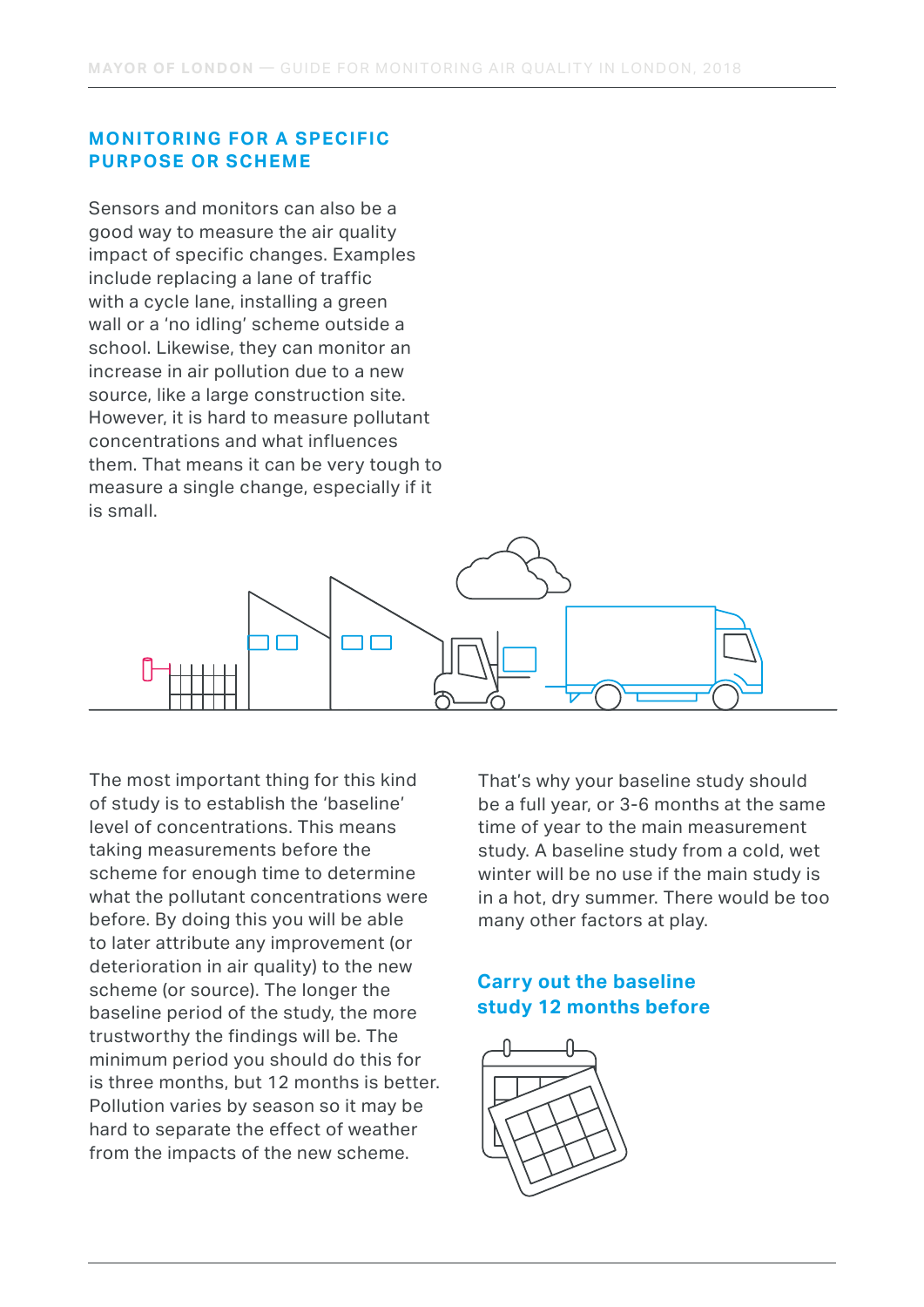## MONITORING FOR A SPECIFIC PURPOSE OR SCHEME

Sensors and monitors can also be a good way to measure the air quality impact of specific changes. Examples include replacing a lane of traffic with a cycle lane, installing a green wall or a 'no idling' scheme outside a school. Likewise, they can monitor an increase in air pollution due to a new source, like a large construction site. However, it is hard to measure pollutant concentrations and what influences them. That means it can be very tough to measure a single change, especially if it is small.

The most important thing for this kind of study is to establish the 'baseline' level of concentrations. This means taking measurements before the scheme for enough time to determine what the pollutant concentrations were before. By doing this you will be able to later attribute any improvement (or deterioration in air quality) to the new scheme (or source). The longer the baseline period of the study, the more trustworthy the findings will be. The minimum period you should do this for is three months, but 12 months is better. Pollution varies by season so it may be hard to separate the effect of weather from the impacts of the new scheme.

That's why your baseline study should be a full year, or 3-6 months at the same time of year to the main measurement study. A baseline study from a cold, wet winter will be no use if the main study is in a hot, dry summer. There would be too many other factors at play.

### Carry out the baseline study 12 months before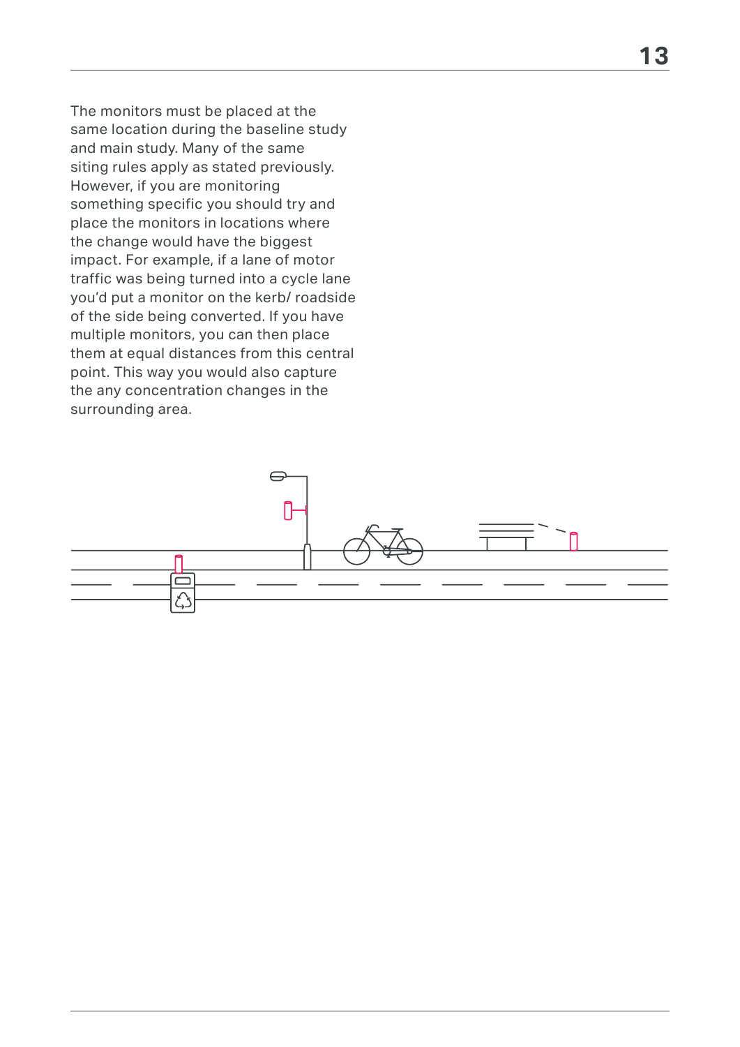The monitors must be placed at the same location during the baseline study and main study. Many of the same siting rules apply as stated previously. However, if you are monitoring something specific you should try and place the monitors in locations where the change would have the biggest impact. For example, if a lane of motor traffic was being turned into a cycle lane you'd put a monitor on the kerb/ roadside of the side being converted. If you have multiple monitors, you can then place them at equal distances from this central point. This way you would also capture the any concentration changes in the surrounding area.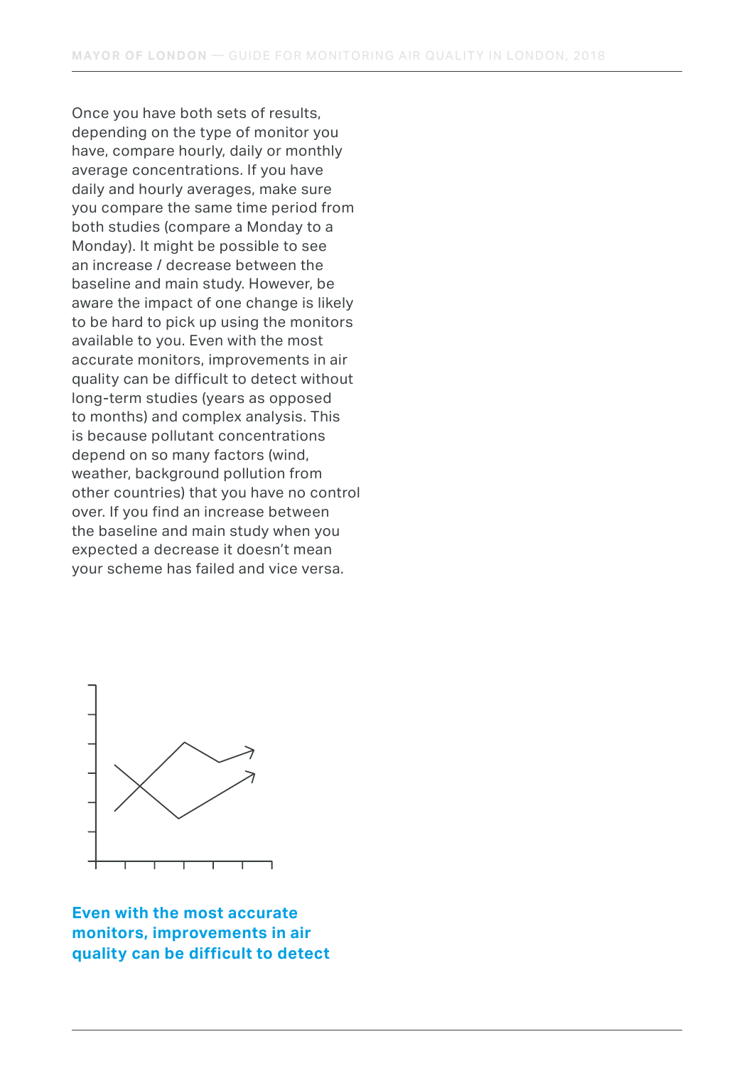Once you have both sets of results, depending on the type of monitor you have, compare hourly, daily or monthly average concentrations. If you have daily and hourly averages, make sure you compare the same time period from both studies (compare a Monday to a Monday). It might be possible to see an increase / decrease between the baseline and main study. However, be aware the impact of one change is likely to be hard to pick up using the monitors available to you. Even with the most accurate monitors, improvements in air quality can be difficult to detect without long-term studies (years as opposed to months) and complex analysis. This is because pollutant concentrations depend on so many factors (wind, weather, background pollution from other countries) that you have no control over. If you find an increase between the baseline and main study when you expected a decrease it doesn't mean your scheme has failed and vice versa.

**Even with the most accurate monitors, improvements in air quality can be difficult to detect**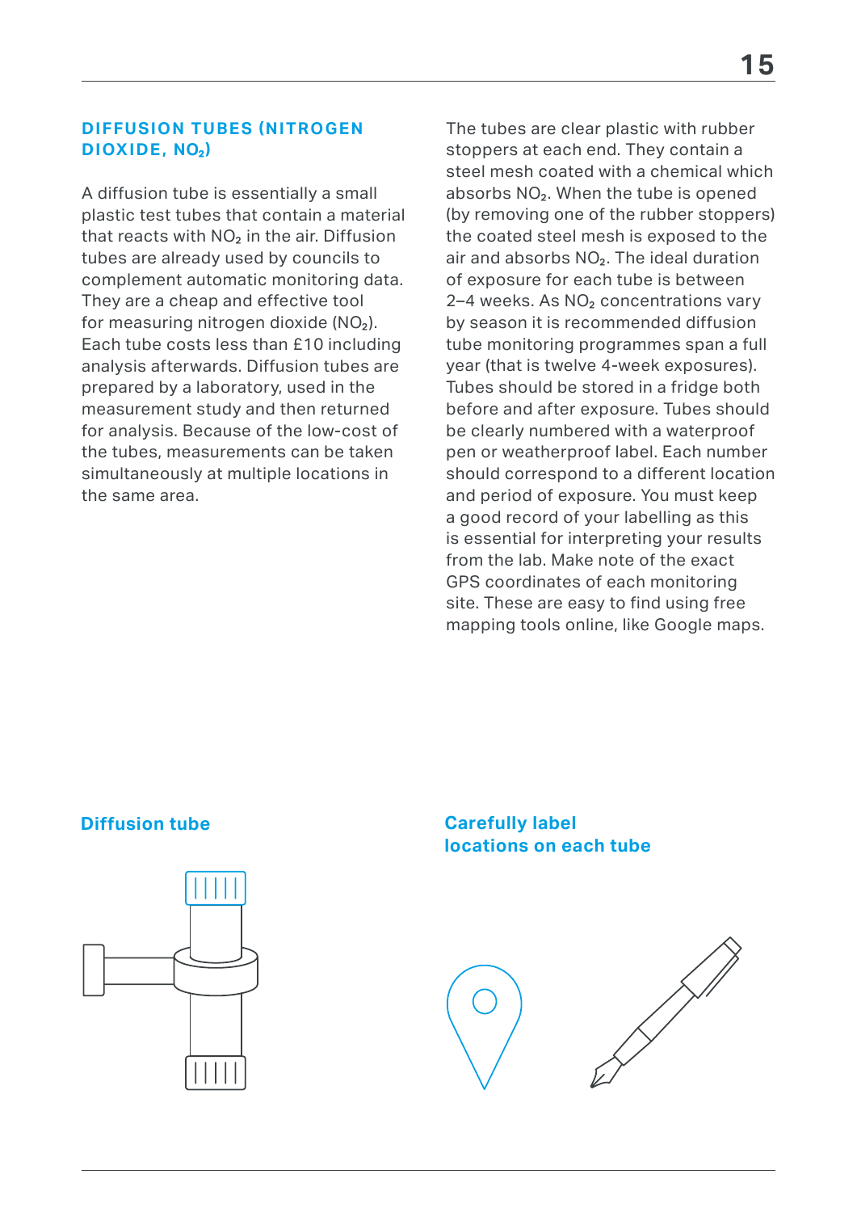## DIFFUSION TUBES (NITROGEN DIOXIDE, $NO_2$)

A diffusion tube is essentially a small plastic test tubes that contain a material that reacts with $NO_2$ in the air. Diffusion tubes are already used by councils to complement automatic monitoring data. They are a cheap and effective tool for measuring nitrogen dioxide ($NO_2$). Each tube costs less than £10 including analysis afterwards. Diffusion tubes are prepared by a laboratory, used in the measurement study and then returned for analysis. Because of the low-cost of the tubes, measurements can be taken simultaneously at multiple locations in the same area.

The tubes are clear plastic with rubber stoppers at each end. They contain a steel mesh coated with a chemical which absorbs $NO_2$. When the tube is opened (by removing one of the rubber stoppers) the coated steel mesh is exposed to the air and absorbs $NO_2$. The ideal duration of exposure for each tube is between 2–4 weeks. As $NO_2$ concentrations vary by season it is recommended diffusion tube monitoring programmes span a full year (that is twelve 4-week exposures). Tubes should be stored in a fridge both before and after exposure. Tubes should be clearly numbered with a waterproof pen or weatherproof label. Each number should correspond to a different location and period of exposure. You must keep a good record of your labelling as this is essential for interpreting your results from the lab. Make note of the exact GPS coordinates of each monitoring site. These are easy to find using free mapping tools online, like Google maps.

**Diffusion tube**

**Carefully label locations on each tube**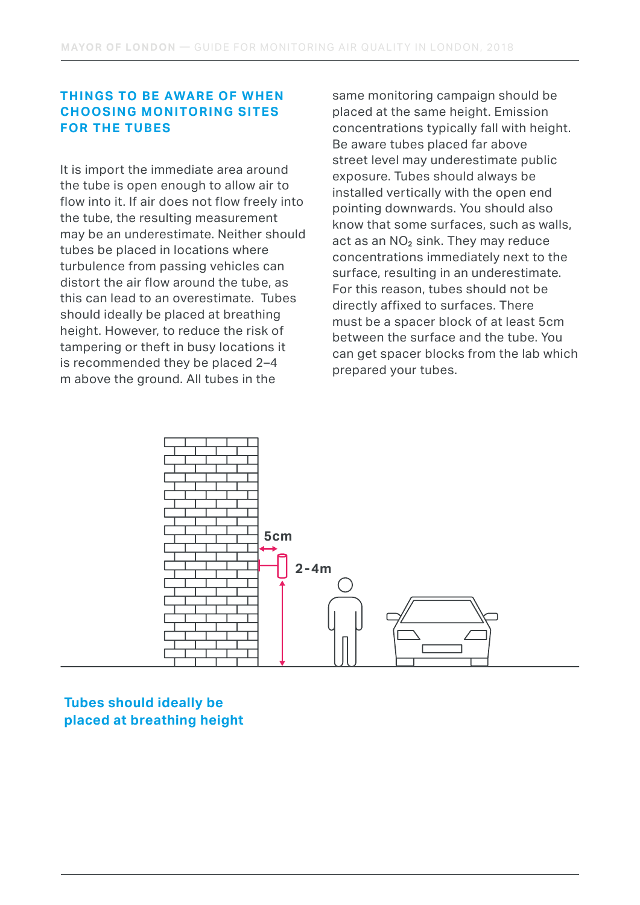## THINGS TO BE AWARE OF WHEN CHOOSING MONITORING SITES FOR THE TUBES

It is import the immediate area around the tube is open enough to allow air to flow into it. If air does not flow freely into the tube, the resulting measurement may be an underestimate. Neither should tubes be placed in locations where turbulence from passing vehicles can distort the air flow around the tube, as this can lead to an overestimate. Tubes should ideally be placed at breathing height. However, to reduce the risk of tampering or theft in busy locations it is recommended they be placed 2–4 m above the ground. All tubes in the same monitoring campaign should be placed at the same height. Emission concentrations typically fall with height. Be aware tubes placed far above street level may underestimate public exposure. Tubes should always be installed vertically with the open end pointing downwards. You should also know that some surfaces, such as walls, act as an $NO_2$ sink. They may reduce concentrations immediately next to the surface, resulting in an underestimate. For this reason, tubes should not be directly affixed to surfaces. There must be a spacer block of at least 5cm between the surface and the tube. You can get spacer blocks from the lab which prepared your tubes.

5cm

2-4m

**Tubes should ideally be placed at breathing height**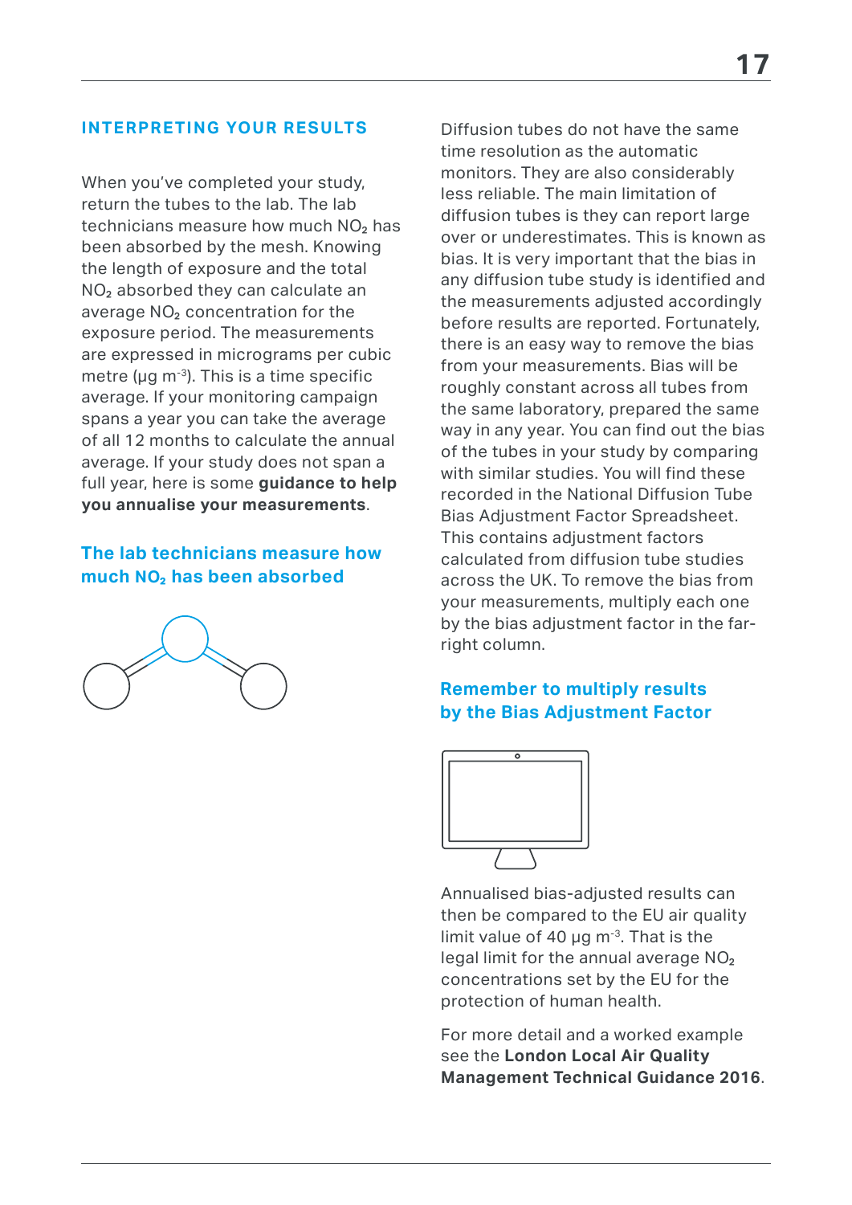## INTERPRETING YOUR RESULTS

When you've completed your study, return the tubes to the lab. The lab technicians measure how much $NO_2$ has been absorbed by the mesh. Knowing the length of exposure and the total $NO_2$ absorbed they can calculate an average $NO_2$ concentration for the exposure period. The measurements are expressed in micrograms per cubic metre ($\mu g\ m^{-3}$). This is a time specific average. If your monitoring campaign spans a year you can take the average of all 12 months to calculate the annual average. If your study does not span a full year, here is some **guidance to help you annualise your measurements**.

### The lab technicians measure how much $NO_2$ has been absorbed

Diffusion tubes do not have the same time resolution as the automatic monitors. They are also considerably less reliable. The main limitation of diffusion tubes is they can report large over or underestimates. This is known as bias. It is very important that the bias in any diffusion tube study is identified and the measurements adjusted accordingly before results are reported. Fortunately, there is an easy way to remove the bias from your measurements. Bias will be roughly constant across all tubes from the same laboratory, prepared the same way in any year. You can find out the bias of the tubes in your study by comparing with similar studies. You will find these recorded in the National Diffusion Tube Bias Adjustment Factor Spreadsheet. This contains adjustment factors calculated from diffusion tube studies across the UK. To remove the bias from your measurements, multiply each one by the bias adjustment factor in the far-right column.

### Remember to multiply results by the Bias Adjustment Factor

Annualised bias-adjusted results can then be compared to the EU air quality limit value of 40 $\mu g\ m^{-3}$. That is the legal limit for the annual average $NO_2$ concentrations set by the EU for the protection of human health.

For more detail and a worked example see the **London Local Air Quality Management Technical Guidance 2016**.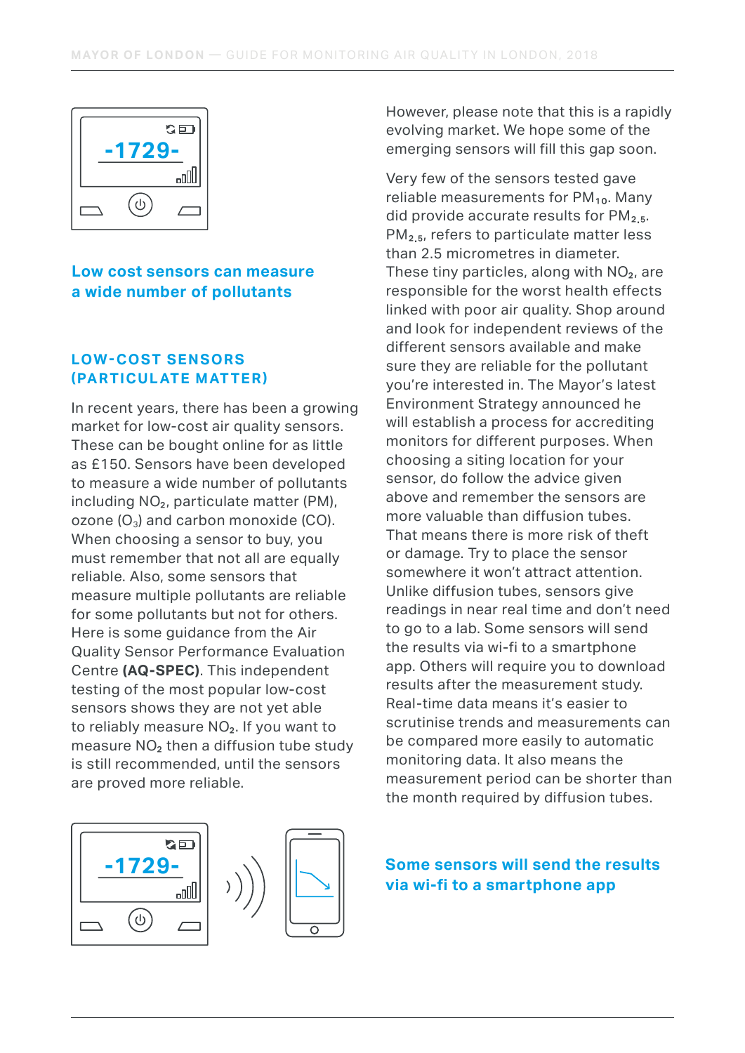Low cost sensors can measure a wide number of pollutants

## LOW-COST SENSORS (PARTICULATE MATTER)

In recent years, there has been a growing market for low-cost air quality sensors. These can be bought online for as little as £150. Sensors have been developed to measure a wide number of pollutants including $NO_2$, particulate matter (PM), ozone ($O_3$) and carbon monoxide (CO). When choosing a sensor to buy, you must remember that not all are equally reliable. Also, some sensors that measure multiple pollutants are reliable for some pollutants but not for others. Here is some guidance from the Air Quality Sensor Performance Evaluation Centre **(AQ-SPEC)**. This independent testing of the most popular low-cost sensors shows they are not yet able to reliably measure $NO_2$. If you want to measure $NO_2$ then a diffusion tube study is still recommended, until the sensors are proved more reliable.

However, please note that this is a rapidly evolving market. We hope some of the emerging sensors will fill this gap soon.

Very few of the sensors tested gave reliable measurements for $PM_{10}$. Many did provide accurate results for $PM_{2.5}$. $PM_{2.5}$, refers to particulate matter less than 2.5 micrometres in diameter. These tiny particles, along with $NO_2$, are responsible for the worst health effects linked with poor air quality. Shop around and look for independent reviews of the different sensors available and make sure they are reliable for the pollutant you're interested in. The Mayor's latest Environment Strategy announced he will establish a process for accrediting monitors for different purposes. When choosing a siting location for your sensor, do follow the advice given above and remember the sensors are more valuable than diffusion tubes. That means there is more risk of theft or damage. Try to place the sensor somewhere it won't attract attention. Unlike diffusion tubes, sensors give readings in near real time and don't need to go to a lab. Some sensors will send the results via wi-fi to a smartphone app. Others will require you to download results after the measurement study. Real-time data means it's easier to scrutinise trends and measurements can be compared more easily to automatic monitoring data. It also means the measurement period can be shorter than the month required by diffusion tubes.

Some sensors will send the results via wi-fi to a smartphone app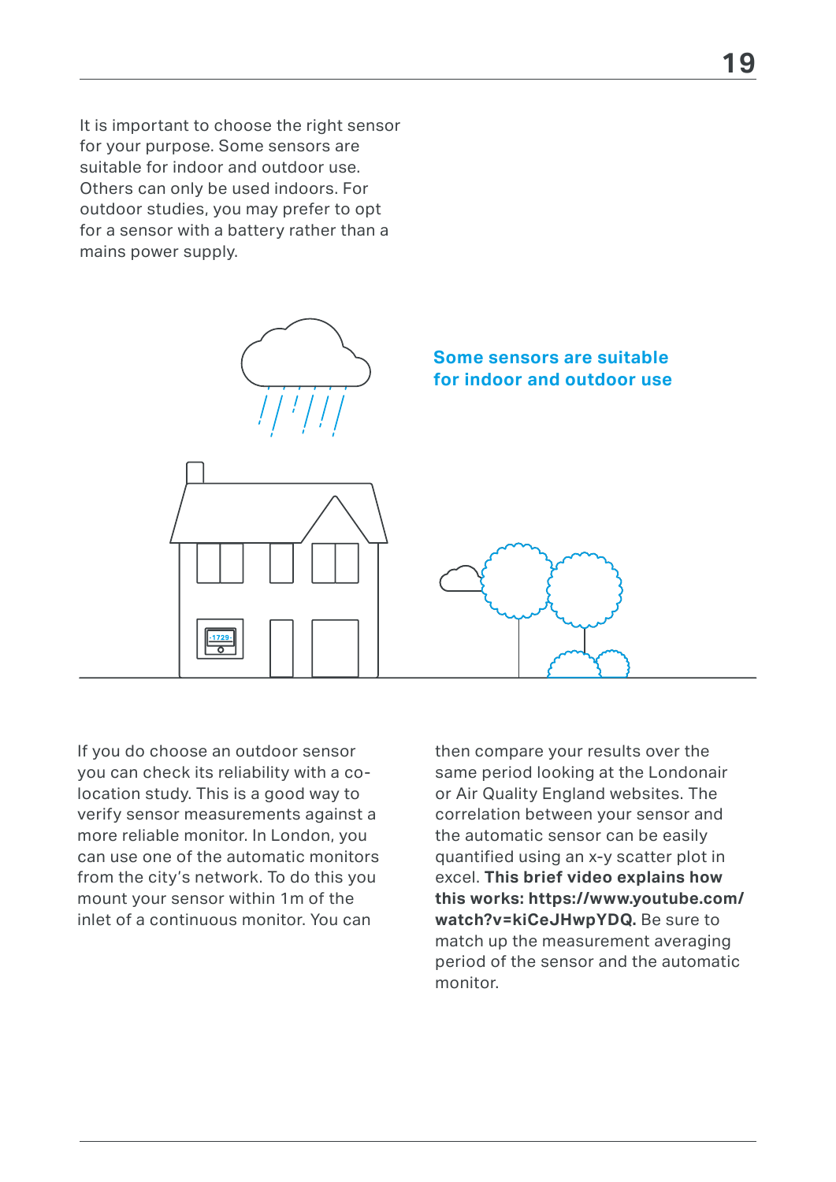It is important to choose the right sensor for your purpose. Some sensors are suitable for indoor and outdoor use. Others can only be used indoors. For outdoor studies, you may prefer to opt for a sensor with a battery rather than a mains power supply.

**Some sensors are suitable for indoor and outdoor use**

If you do choose an outdoor sensor you can check its reliability with a co-location study. This is a good way to verify sensor measurements against a more reliable monitor. In London, you can use one of the automatic monitors from the city's network. To do this you mount your sensor within 1m of the inlet of a continuous monitor. You can then compare your results over the same period looking at the Londonair or Air Quality England websites. The correlation between your sensor and the automatic sensor can be easily quantified using an x-y scatter plot in excel. **This brief video explains how this works: https://www.youtube.com/watch?v=kiCeJHwpYDQ.** Be sure to match up the measurement averaging period of the sensor and the automatic monitor.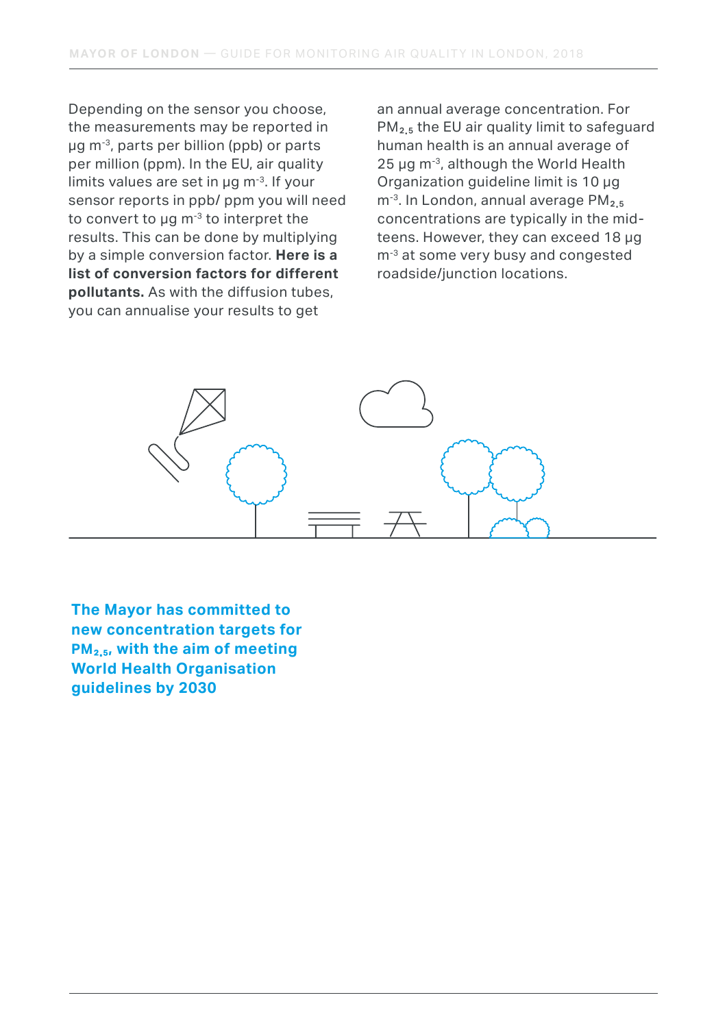Depending on the sensor you choose, the measurements may be reported in µg $m^{-3}$, parts per billion (ppb) or parts per million (ppm). In the EU, air quality limits values are set in µg $m^{-3}$. If your sensor reports in ppb/ ppm you will need to convert to µg $m^{-3}$ to interpret the results. This can be done by multiplying by a simple conversion factor. **Here is a list of conversion factors for different pollutants.** As with the diffusion tubes, you can annualise your results to get an annual average concentration. For $PM_{2.5}$ the EU air quality limit to safeguard human health is an annual average of 25 µg $m^{-3}$, although the World Health Organization guideline limit is 10 µg $m^{-3}$. In London, annual average $PM_{2.5}$ concentrations are typically in the mid-teens. However, they can exceed 18 µg $m^{-3}$ at some very busy and congested roadside/junction locations.

**The Mayor has committed to new concentration targets for $PM_{2.5}$, with the aim of meeting World Health Organisation guidelines by 2030**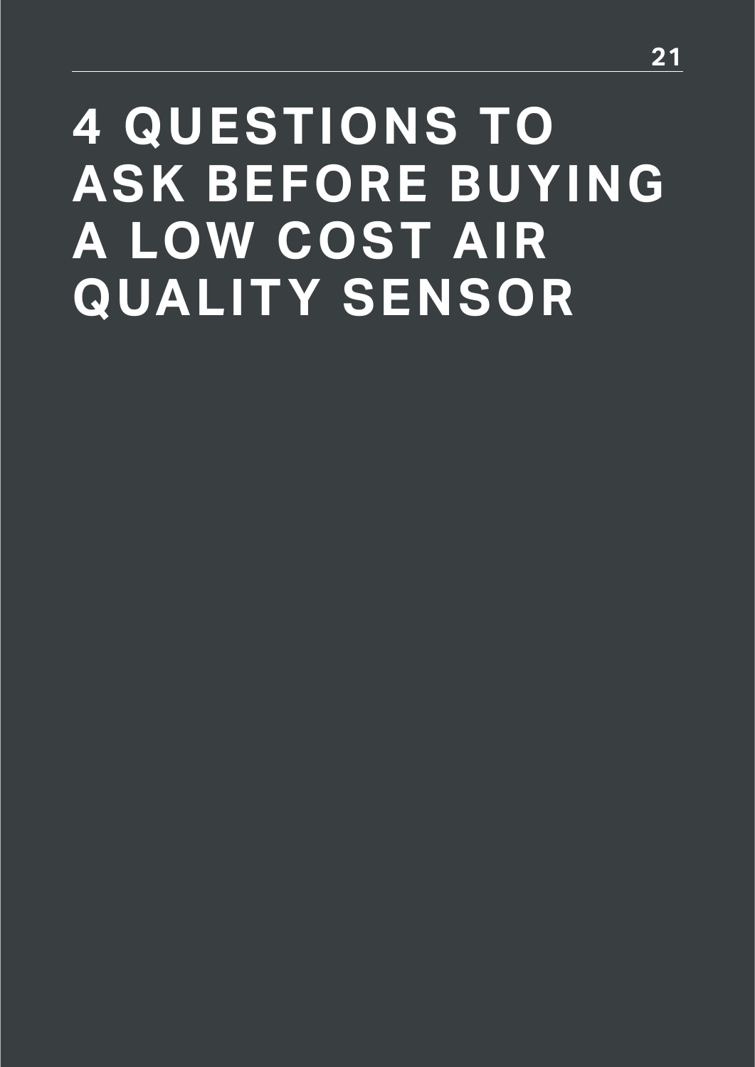# 4 QUESTIONS TO ASK BEFORE BUYING A LOW COST AIR QUALITY SENSOR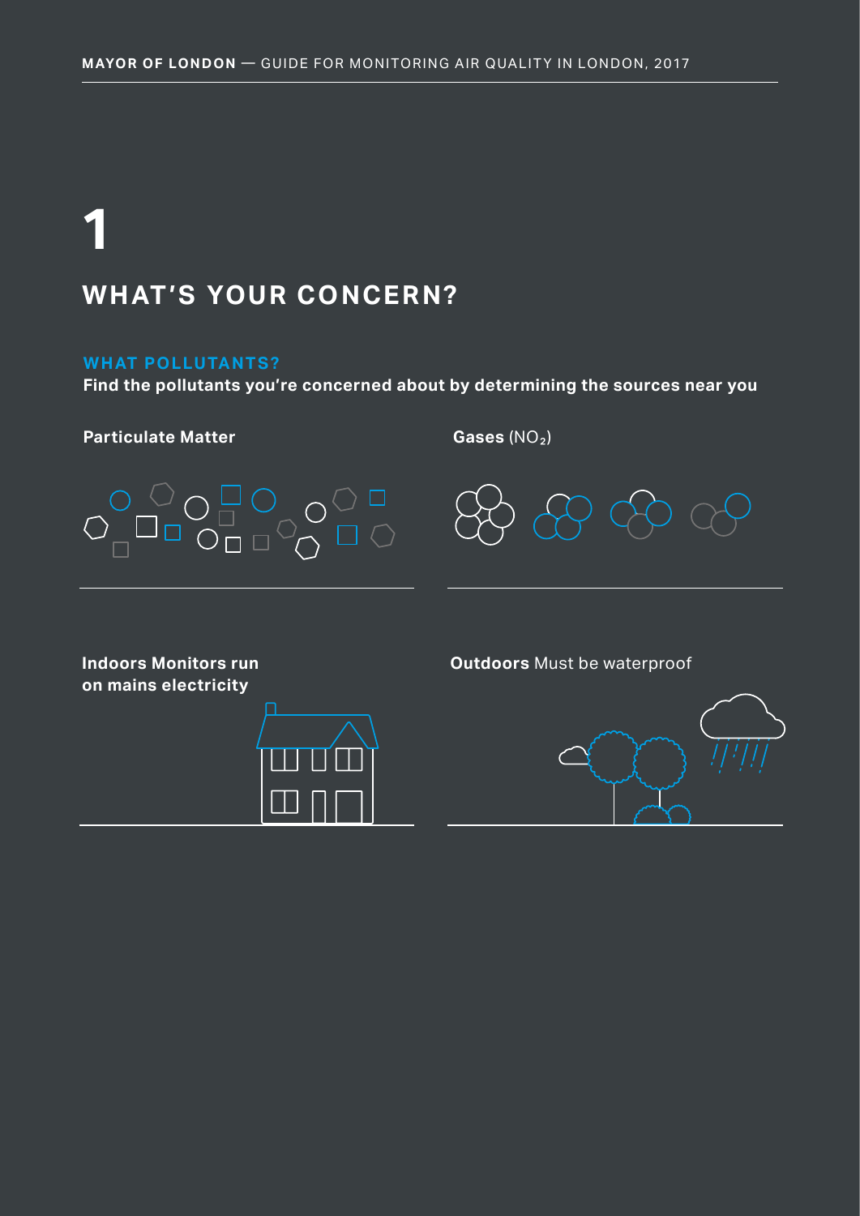# 1

## WHAT'S YOUR CONCERN?

### WHAT POLLUTANTS?

**Find the pollutants you're concerned about by determining the sources near you**

**Particulate Matter**

**Gases** ($NO_2$)

**Indoors Monitors run on mains electricity**

**Outdoors** Must be waterproof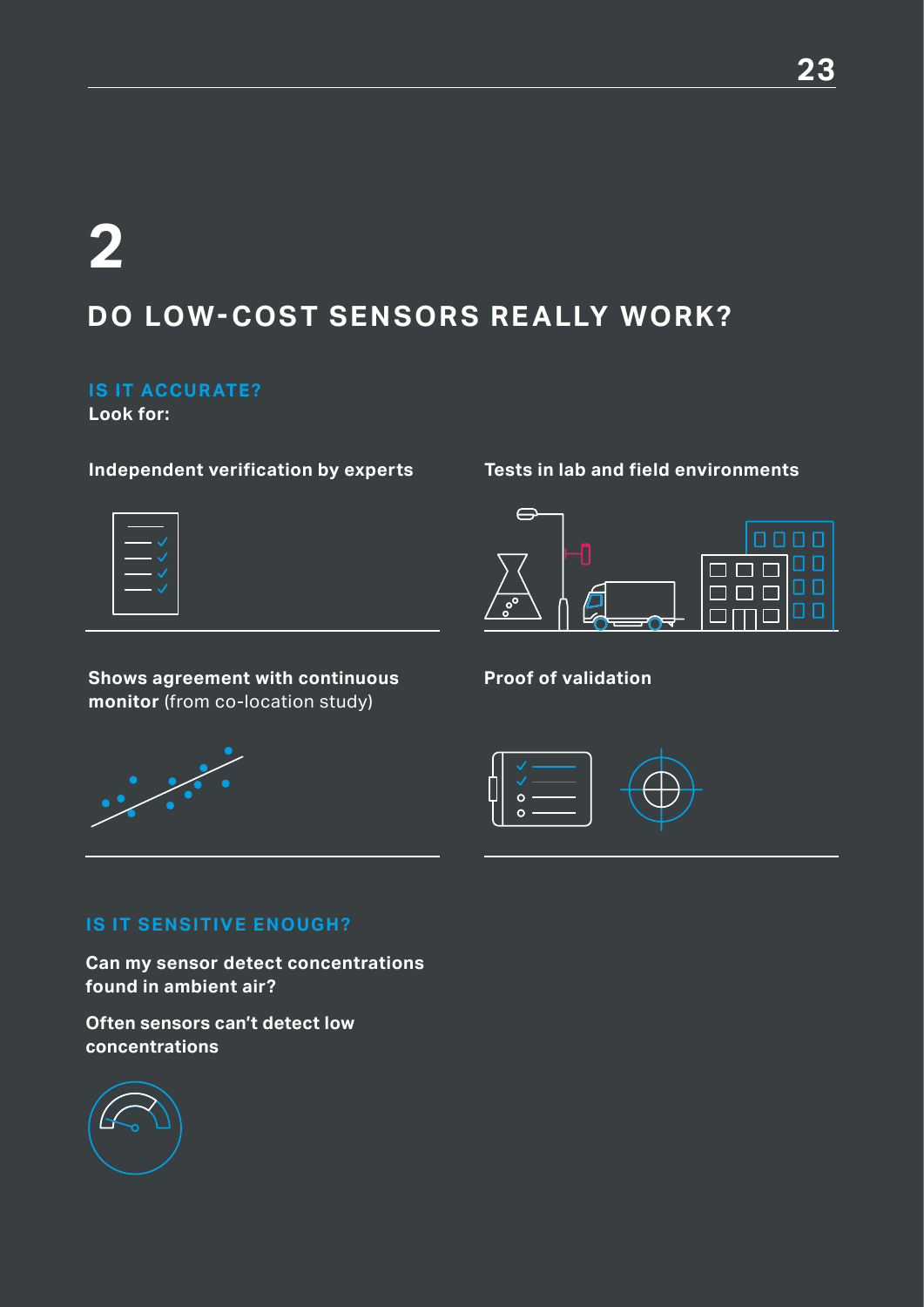# 2

## DO LOW-COST SENSORS REALLY WORK?

### IS IT ACCURATE?

**Look for:**

**Independent verification by experts**

**Tests in lab and field environments**

**Shows agreement with continuous monitor** (from co-location study)

**Proof of validation**

### IS IT SENSITIVE ENOUGH?

**Can my sensor detect concentrations found in ambient air?**

**Often sensors can't detect low concentrations**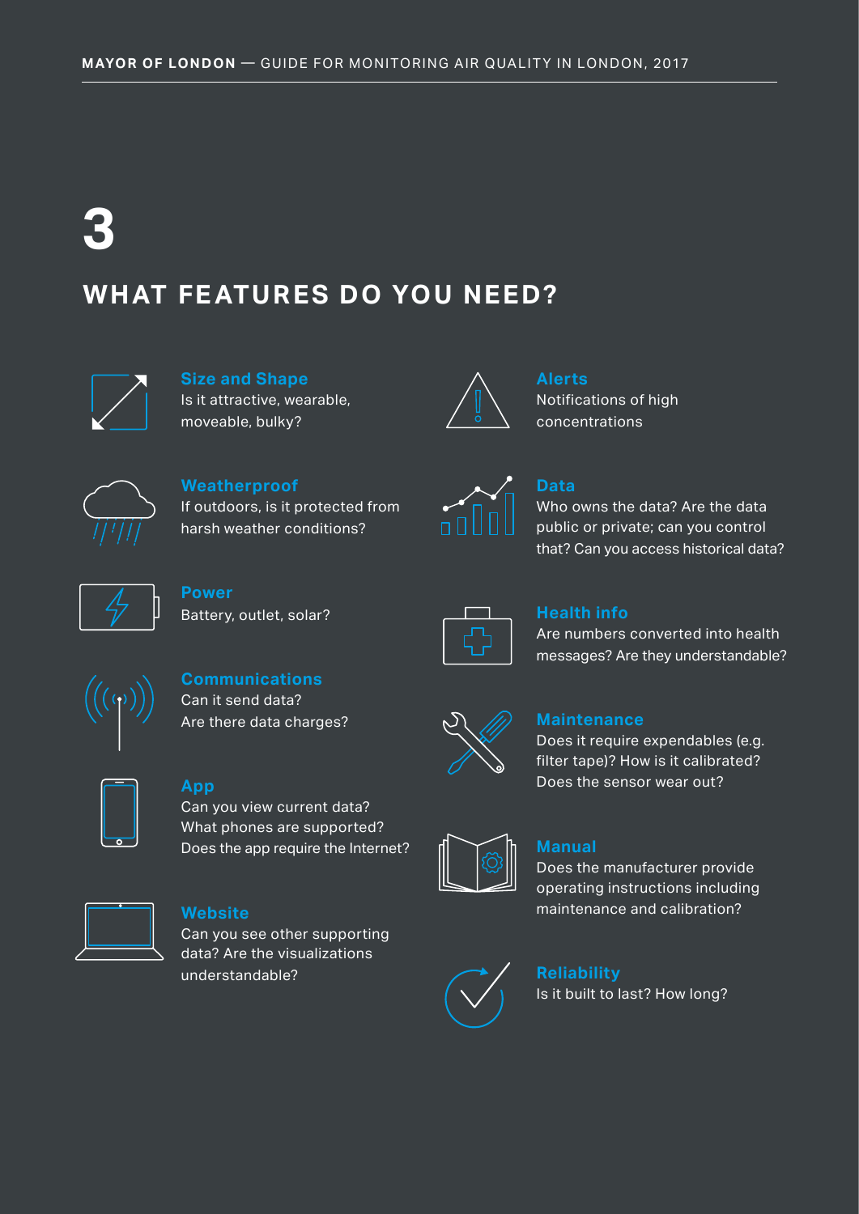# 3

## WHAT FEATURES DO YOU NEED?

**Size and Shape**
Is it attractive, wearable, moveable, bulky?

**Weatherproof**
If outdoors, is it protected from harsh weather conditions?

**Power**
Battery, outlet, solar?

**Communications**
Can it send data?
Are there data charges?

**App**
Can you view current data?
What phones are supported?
Does the app require the Internet?

**Website**
Can you see other supporting data? Are the visualizations understandable?

**Alerts**
Notifications of high concentrations

**Data**
Who owns the data? Are the data public or private; can you control that? Can you access historical data?

**Health info**
Are numbers converted into health messages? Are they understandable?

**Maintenance**
Does it require expendables (e.g. filter tape)? How is it calibrated? Does the sensor wear out?

**Manual**
Does the manufacturer provide operating instructions including maintenance and calibration?

**Reliability**
Is it built to last? How long?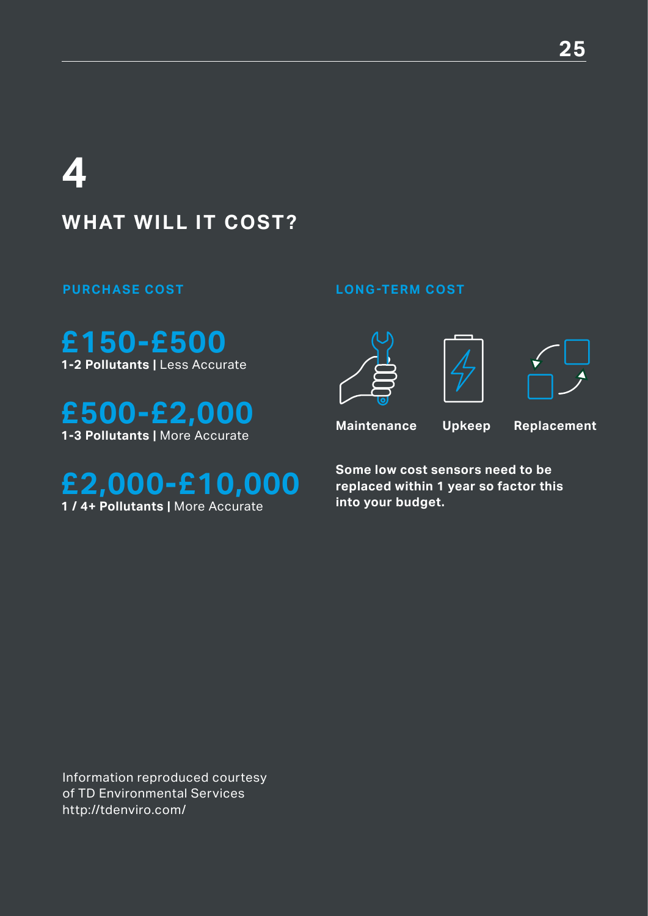# 4

## WHAT WILL IT COST?

### PURCHASE COST

**£150-£500**
**1-2 Pollutants |** Less Accurate

**£500-£2,000**
**1-3 Pollutants |** More Accurate

**£2,000-£10,000**
**1 / 4+ Pollutants |** More Accurate

### LONG-TERM COST

**Maintenance** **Upkeep** **Replacement**

**Some low cost sensors need to be replaced within 1 year so factor this into your budget.**

Information reproduced courtesy of TD Environmental Services
http://tdenviro.com/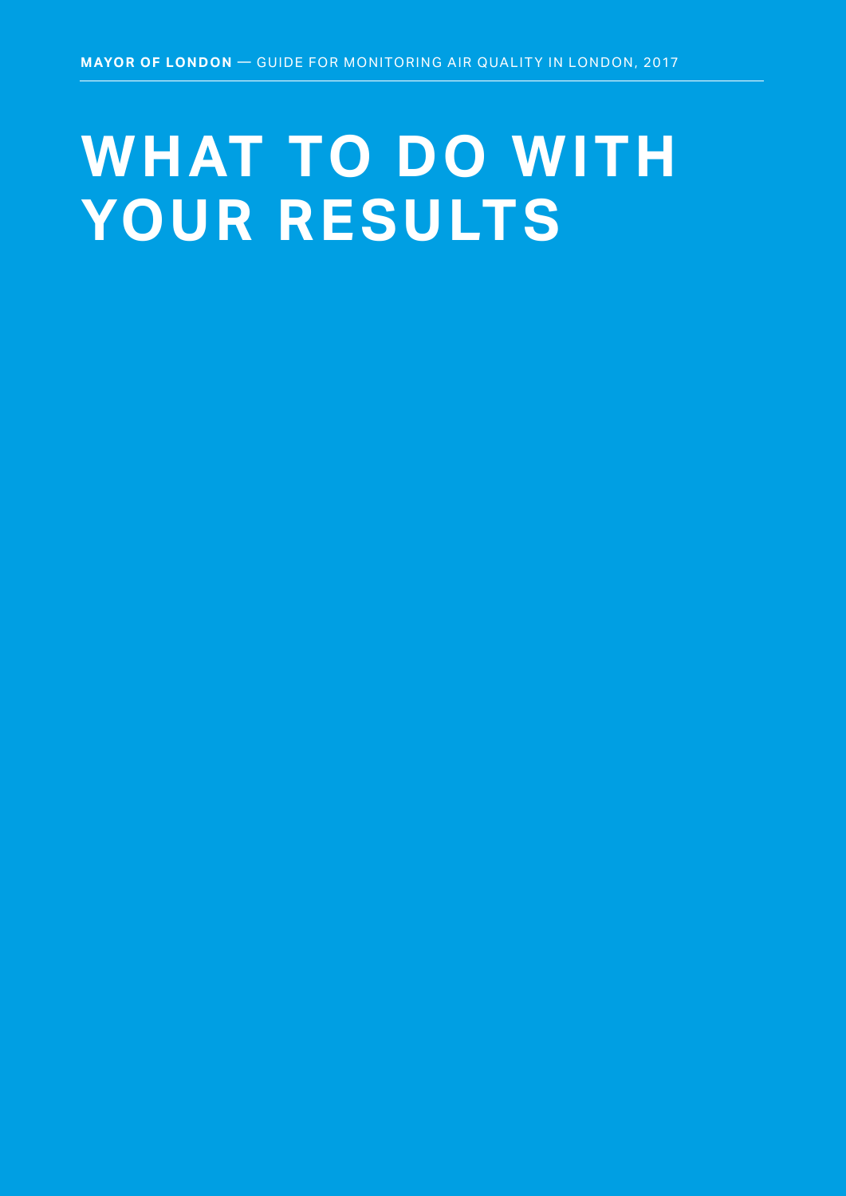# WHAT TO DO WITH YOUR RESULTS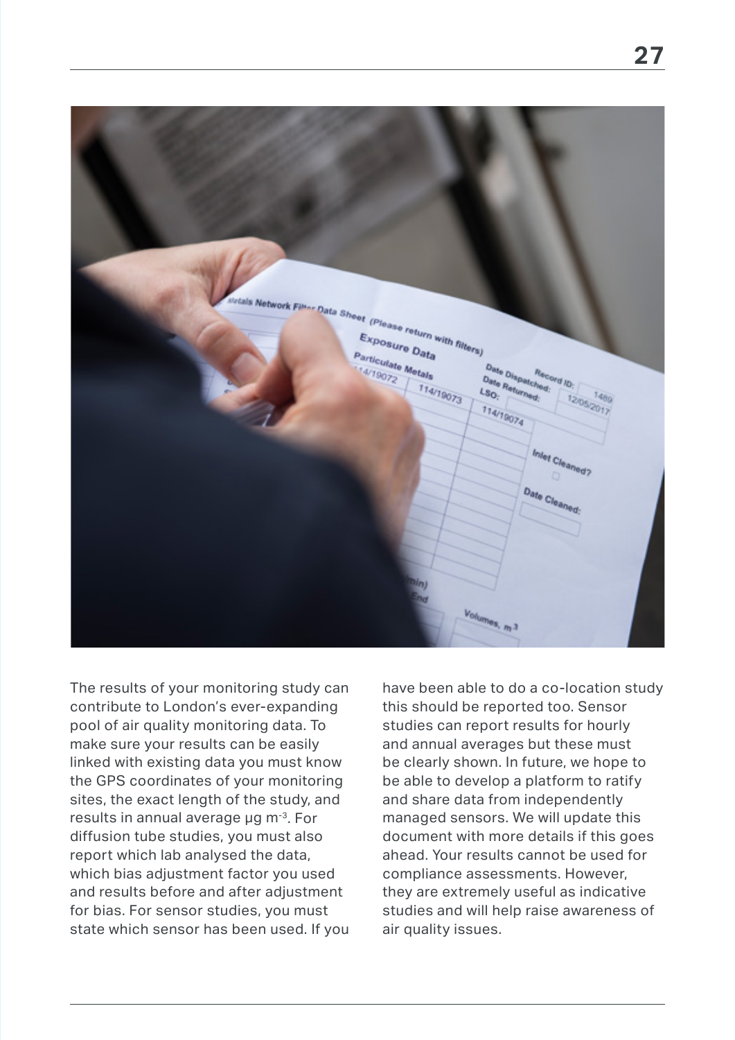The results of your monitoring study can contribute to London's ever-expanding pool of air quality monitoring data. To make sure your results can be easily linked with existing data you must know the GPS coordinates of your monitoring sites, the exact length of the study, and results in annual average µg $m^{-3}$. For diffusion tube studies, you must also report which lab analysed the data, which bias adjustment factor you used and results before and after adjustment for bias. For sensor studies, you must state which sensor has been used. If you have been able to do a co-location study this should be reported too. Sensor studies can report results for hourly and annual averages but these must be clearly shown. In future, we hope to be able to develop a platform to ratify and share data from independently managed sensors. We will update this document with more details if this goes ahead. Your results cannot be used for compliance assessments. However, they are extremely useful as indicative studies and will help raise awareness of air quality issues.